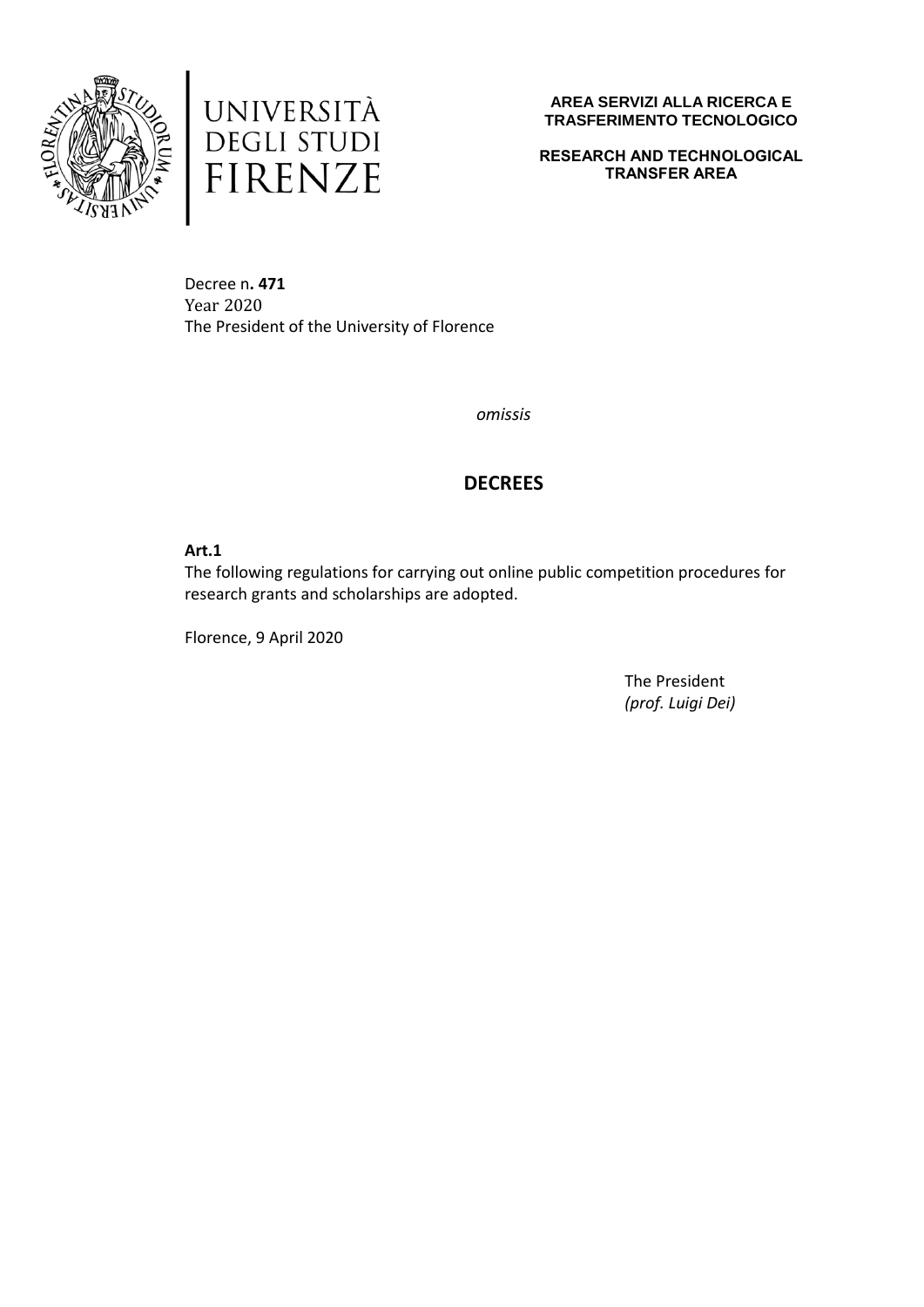UNIVERSITÀ DEGLI STUDI FIRENZE

**AREA SERVIZI ALLA RICERCA E TRASFERIMENTO TECNOLOGICO**

**RESEARCH AND TECHNOLOGICAL TRANSFER AREA**

Decree n**. 471**
Year 2020
The President of the University of Florence

*omissis*

## DECREES

**Art.1**
The following regulations for carrying out online public competition procedures for research grants and scholarships are adopted.

Florence, 9 April 2020

The President
*(prof. Luigi Dei)*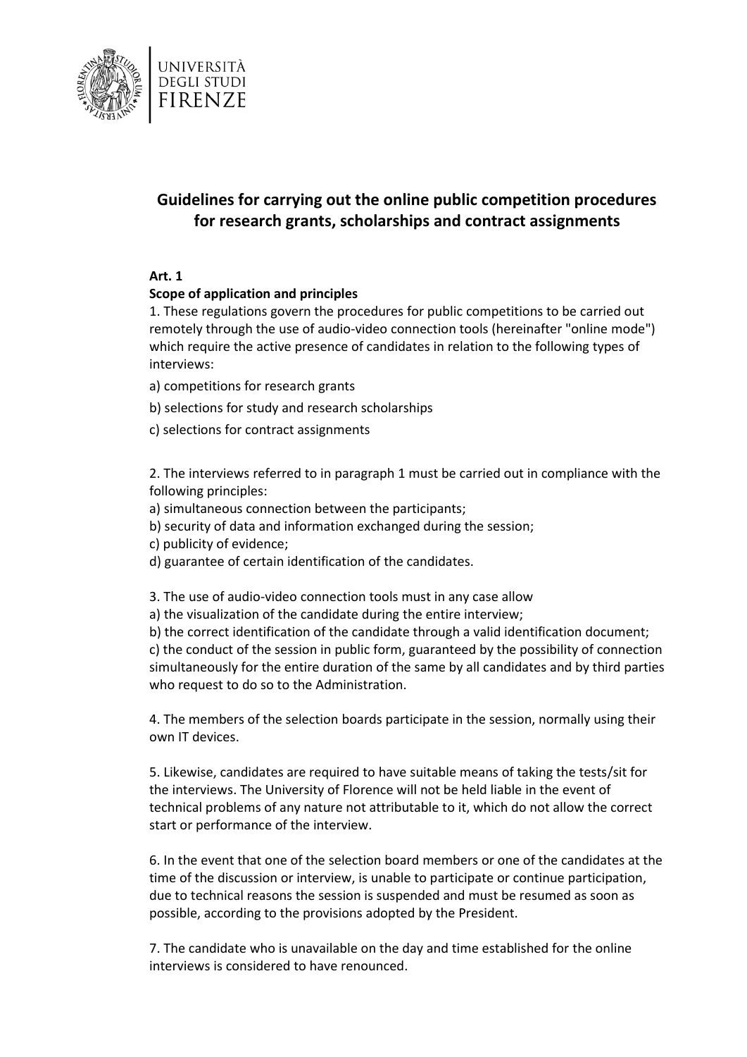# Guidelines for carrying out the online public competition procedures for research grants, scholarships and contract assignments

**Art. 1**

**Scope of application and principles**

1. These regulations govern the procedures for public competitions to be carried out remotely through the use of audio-video connection tools (hereinafter "online mode") which require the active presence of candidates in relation to the following types of interviews:

a) competitions for research grants

b) selections for study and research scholarships

c) selections for contract assignments

2. The interviews referred to in paragraph 1 must be carried out in compliance with the following principles:

a) simultaneous connection between the participants;
b) security of data and information exchanged during the session;
c) publicity of evidence;
d) guarantee of certain identification of the candidates.

3. The use of audio-video connection tools must in any case allow
a) the visualization of the candidate during the entire interview;
b) the correct identification of the candidate through a valid identification document;
c) the conduct of the session in public form, guaranteed by the possibility of connection simultaneously for the entire duration of the same by all candidates and by third parties who request to do so to the Administration.

4. The members of the selection boards participate in the session, normally using their own IT devices.

5. Likewise, candidates are required to have suitable means of taking the tests/sit for the interviews. The University of Florence will not be held liable in the event of technical problems of any nature not attributable to it, which do not allow the correct start or performance of the interview.

6. In the event that one of the selection board members or one of the candidates at the time of the discussion or interview, is unable to participate or continue participation, due to technical reasons the session is suspended and must be resumed as soon as possible, according to the provisions adopted by the President.

7. The candidate who is unavailable on the day and time established for the online interviews is considered to have renounced.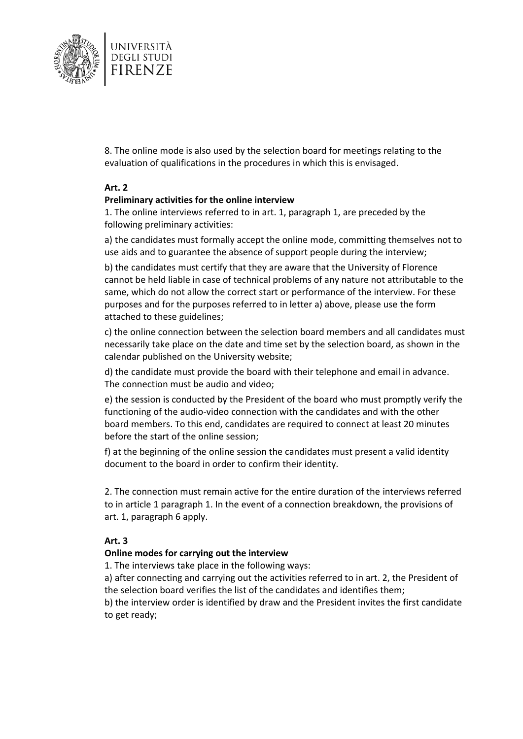8. The online mode is also used by the selection board for meetings relating to the evaluation of qualifications in the procedures in which this is envisaged.

**Art. 2**

**Preliminary activities for the online interview**

1. The online interviews referred to in art. 1, paragraph 1, are preceded by the following preliminary activities:

a) the candidates must formally accept the online mode, committing themselves not to use aids and to guarantee the absence of support people during the interview;

b) the candidates must certify that they are aware that the University of Florence cannot be held liable in case of technical problems of any nature not attributable to the same, which do not allow the correct start or performance of the interview. For these purposes and for the purposes referred to in letter a) above, please use the form attached to these guidelines;

c) the online connection between the selection board members and all candidates must necessarily take place on the date and time set by the selection board, as shown in the calendar published on the University website;

d) the candidate must provide the board with their telephone and email in advance. The connection must be audio and video;

e) the session is conducted by the President of the board who must promptly verify the functioning of the audio-video connection with the candidates and with the other board members. To this end, candidates are required to connect at least 20 minutes before the start of the online session;

f) at the beginning of the online session the candidates must present a valid identity document to the board in order to confirm their identity.

2. The connection must remain active for the entire duration of the interviews referred to in article 1 paragraph 1. In the event of a connection breakdown, the provisions of art. 1, paragraph 6 apply.

**Art. 3**

**Online modes for carrying out the interview**

1. The interviews take place in the following ways:

a) after connecting and carrying out the activities referred to in art. 2, the President of the selection board verifies the list of the candidates and identifies them;

b) the interview order is identified by draw and the President invites the first candidate to get ready;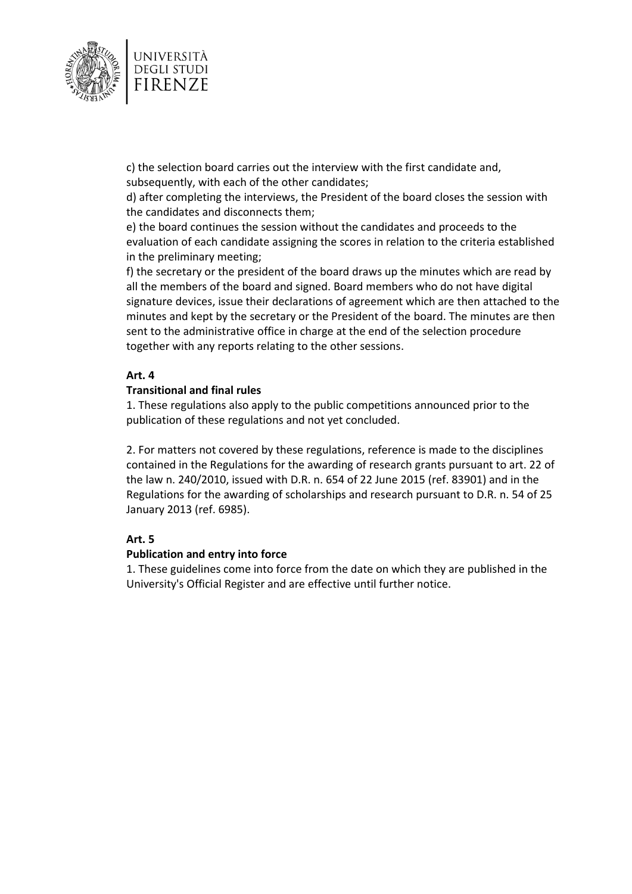c) the selection board carries out the interview with the first candidate and, subsequently, with each of the other candidates;
d) after completing the interviews, the President of the board closes the session with the candidates and disconnects them;
e) the board continues the session without the candidates and proceeds to the evaluation of each candidate assigning the scores in relation to the criteria established in the preliminary meeting;
f) the secretary or the president of the board draws up the minutes which are read by all the members of the board and signed. Board members who do not have digital signature devices, issue their declarations of agreement which are then attached to the minutes and kept by the secretary or the President of the board. The minutes are then sent to the administrative office in charge at the end of the selection procedure together with any reports relating to the other sessions.

**Art. 4**

**Transitional and final rules**

1. These regulations also apply to the public competitions announced prior to the publication of these regulations and not yet concluded.

2. For matters not covered by these regulations, reference is made to the disciplines contained in the Regulations for the awarding of research grants pursuant to art. 22 of the law n. 240/2010, issued with D.R. n. 654 of 22 June 2015 (ref. 83901) and in the Regulations for the awarding of scholarships and research pursuant to D.R. n. 54 of 25 January 2013 (ref. 6985).

**Art. 5**

**Publication and entry into force**

1. These guidelines come into force from the date on which they are published in the University's Official Register and are effective until further notice.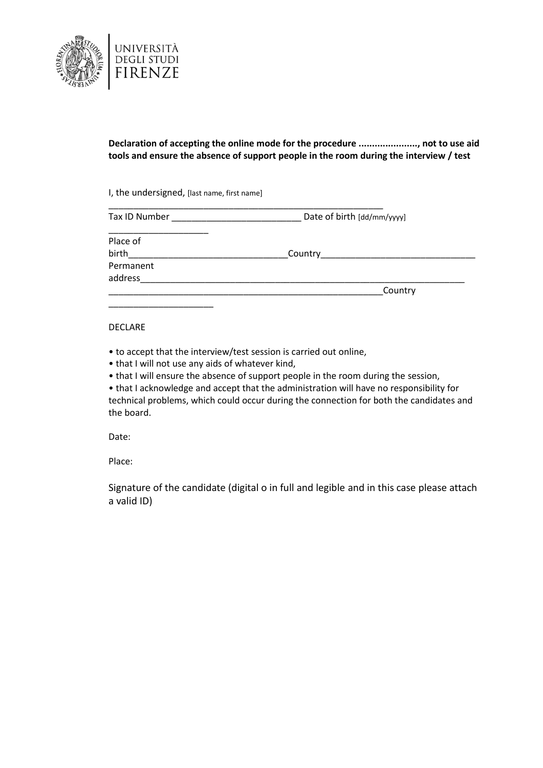UNIVERSITÀ
DEGLI STUDI
FIRENZE

**Declaration of accepting the online mode for the procedure ....................., not to use aid tools and ensure the absence of support people in the room during the interview / test**

I, the undersigned, [last name, first name]
_______________________________________________________

Tax ID Number __________________________ Date of birth [dd/mm/yyyy]
____________________

Place of birth________________________________Country________________________________

Permanent address______________________________________________________________________
_______________________________________________________Country
_____________________

DECLARE

- to accept that the interview/test session is carried out online,
- that I will not use any aids of whatever kind,
- that I will ensure the absence of support people in the room during the session,
- that I acknowledge and accept that the administration will have no responsibility for technical problems, which could occur during the connection for both the candidates and the board.

Date:

Place:

Signature of the candidate (digital o in full and legible and in this case please attach a valid ID)